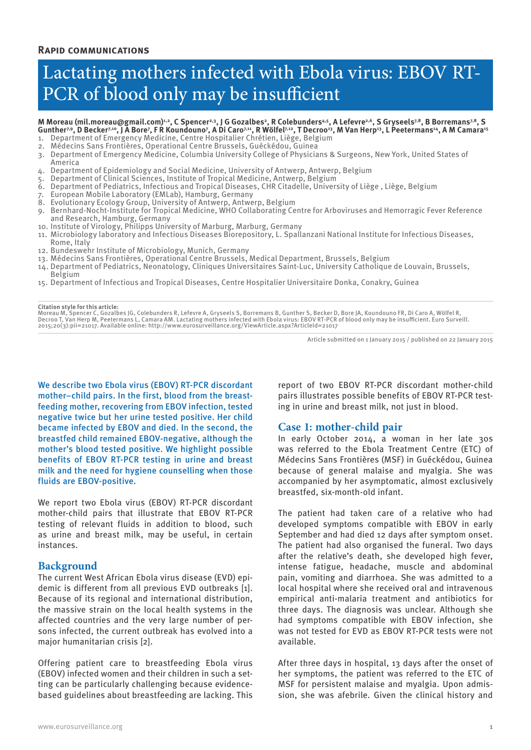**Rapid communications**

# Lactating mothers infected with Ebola virus: EBOV RT-PCR of blood only may be insufficient

**M Moreau (mil.moreau@gmail.com)[1,2], C Spencer[2,3], J G Gozalbes[2], R Colebunders[4,5], A Lefevre[2,6], S Gryseels[7,8], B Borremans[7,8], S Gunther[7,9], D Becker[7,10], J A Bore[7], F R Koundouno[7], A Di Caro[7,11], R Wölfel[7,12], T Decroo[13], M Van Herp[13], L Peetermans[14], A M Camara[15]**

1. Department of Emergency Medicine, Centre Hospitalier Chrétien, Liège, Belgium
2. Médecins Sans Frontières, Operational Centre Brussels, Guéckédou, Guinea
3. Department of Emergency Medicine, Columbia University College of Physicians & Surgeons, New York, United States of America
4. Department of Epidemiology and Social Medicine, University of Antwerp, Antwerp, Belgium
5. Department of Clinical Sciences, Institute of Tropical Medicine, Antwerp, Belgium
6. Department of Pediatrics, Infectious and Tropical Diseases, CHR Citadelle, University of Liège , Liège, Belgium
7. European Mobile Laboratory (EMLab), Hamburg, Germany
8. Evolutionary Ecology Group, University of Antwerp, Antwerp, Belgium
9. Bernhard-Nocht-Institute for Tropical Medicine, WHO Collaborating Centre for Arboviruses and Hemorragic Fever Reference and Research, Hamburg, Germany
10. Institute of Virology, Philipps University of Marburg, Marburg, Germany
11. Microbiology laboratory and Infectious Diseases Biorepository, L. Spallanzani National Institute for Infectious Diseases, Rome, Italy
12. Bundeswehr Institute of Microbiology, Munich, Germany
13. Médecins Sans Frontières, Operational Centre Brussels, Medical Department, Brussels, Belgium
14. Department of Pediatrics, Neonatology, Cliniques Universitaires Saint-Luc, University Catholique de Louvain, Brussels, Belgium
15. Department of Infectious and Tropical Diseases, Centre Hospitalier Universitaire Donka, Conakry, Guinea

**Citation style for this article:**
Moreau M, Spencer C, Gozalbes JG, Colebunders R, Lefevre A, Gryseels S, Borremans B, Gunther S, Becker D, Bore JA, Koundouno FR, Di Caro A, Wölfel R, Decroo T, Van Herp M, Peetermans L, Camara AM. Lactating mothers infected with Ebola virus: EBOV RT-PCR of blood only may be insufficient. Euro Surveill. 2015;20(3):pii=21017. Available online: http://www.eurosurveillance.org/ViewArticle.aspx?ArticleId=21017

Article submitted on 1 January 2015 / published on 22 January 2015

We describe two Ebola virus (EBOV) RT-PCR discordant mother–child pairs. In the first, blood from the breastfeeding mother, recovering from EBOV infection, tested negative twice but her urine tested positive. Her child became infected by EBOV and died. In the second, the breastfed child remained EBOV-negative, although the mother's blood tested positive. We highlight possible benefits of EBOV RT-PCR testing in urine and breast milk and the need for hygiene counselling when those fluids are EBOV-positive.

We report two Ebola virus (EBOV) RT-PCR discordant mother-child pairs that illustrate that EBOV RT-PCR testing of relevant fluids in addition to blood, such as urine and breast milk, may be useful, in certain instances.

## Background

The current West African Ebola virus disease (EVD) epidemic is different from all previous EVD outbreaks [1]. Because of its regional and international distribution, the massive strain on the local health systems in the affected countries and the very large number of persons infected, the current outbreak has evolved into a major humanitarian crisis [2].

Offering patient care to breastfeeding Ebola virus (EBOV) infected women and their children in such a setting can be particularly challenging because evidence-based guidelines about breastfeeding are lacking. This report of two EBOV RT-PCR discordant mother-child pairs illustrates possible benefits of EBOV RT-PCR testing in urine and breast milk, not just in blood.

## Case 1: mother-child pair

In early October 2014, a woman in her late 30s was referred to the Ebola Treatment Centre (ETC) of Médecins Sans Frontières (MSF) in Guéckédou, Guinea because of general malaise and myalgia. She was accompanied by her asymptomatic, almost exclusively breastfed, six-month-old infant.

The patient had taken care of a relative who had developed symptoms compatible with EBOV in early September and had died 12 days after symptom onset. The patient had also organised the funeral. Two days after the relative's death, she developed high fever, intense fatigue, headache, muscle and abdominal pain, vomiting and diarrhoea. She was admitted to a local hospital where she received oral and intravenous empirical anti-malaria treatment and antibiotics for three days. The diagnosis was unclear. Although she had symptoms compatible with EBOV infection, she was not tested for EVD as EBOV RT-PCR tests were not available.

After three days in hospital, 13 days after the onset of her symptoms, the patient was referred to the ETC of MSF for persistent malaise and myalgia. Upon admission, she was afebrile. Given the clinical history and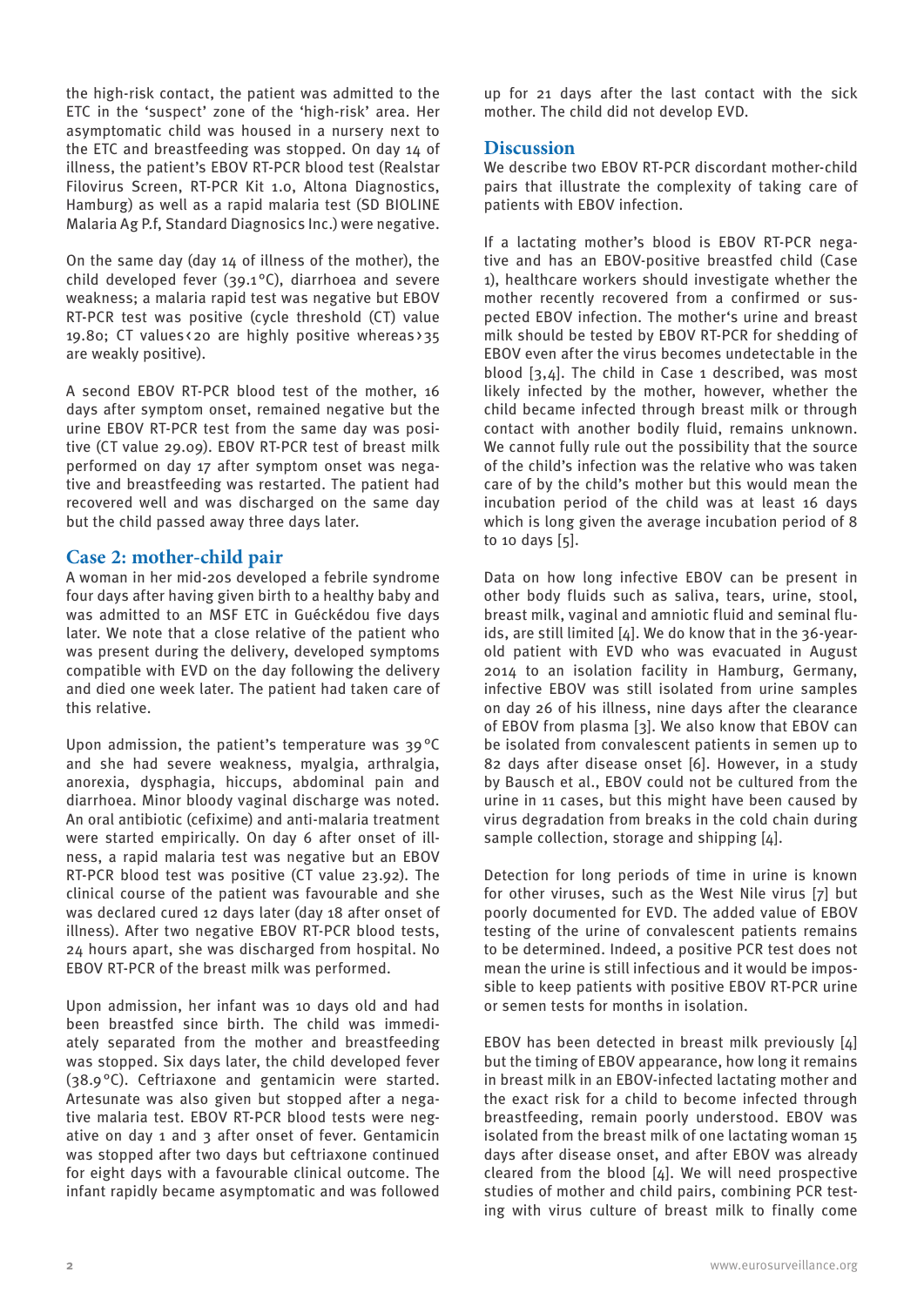the high-risk contact, the patient was admitted to the ETC in the 'suspect' zone of the 'high-risk' area. Her asymptomatic child was housed in a nursery next to the ETC and breastfeeding was stopped. On day 14 of illness, the patient's EBOV RT-PCR blood test (Realstar Filovirus Screen, RT-PCR Kit 1.0, Altona Diagnostics, Hamburg) as well as a rapid malaria test (SD BIOLINE Malaria Ag P.f, Standard Diagnosics Inc.) were negative.

On the same day (day 14 of illness of the mother), the child developed fever (39.1°C), diarrhoea and severe weakness; a malaria rapid test was negative but EBOV RT-PCR test was positive (cycle threshold (CT) value 19.80; CT values < 20 are highly positive whereas > 35 are weakly positive).

A second EBOV RT-PCR blood test of the mother, 16 days after symptom onset, remained negative but the urine EBOV RT-PCR test from the same day was positive (CT value 29.09). EBOV RT-PCR test of breast milk performed on day 17 after symptom onset was negative and breastfeeding was restarted. The patient had recovered well and was discharged on the same day but the child passed away three days later.

## Case 2: mother-child pair

A woman in her mid-20s developed a febrile syndrome four days after having given birth to a healthy baby and was admitted to an MSF ETC in Guéckédou five days later. We note that a close relative of the patient who was present during the delivery, developed symptoms compatible with EVD on the day following the delivery and died one week later. The patient had taken care of this relative.

Upon admission, the patient's temperature was 39°C and she had severe weakness, myalgia, arthralgia, anorexia, dysphagia, hiccups, abdominal pain and diarrhoea. Minor bloody vaginal discharge was noted. An oral antibiotic (cefixime) and anti-malaria treatment were started empirically. On day 6 after onset of illness, a rapid malaria test was negative but an EBOV RT-PCR blood test was positive (CT value 23.92). The clinical course of the patient was favourable and she was declared cured 12 days later (day 18 after onset of illness). After two negative EBOV RT-PCR blood tests, 24 hours apart, she was discharged from hospital. No EBOV RT-PCR of the breast milk was performed.

Upon admission, her infant was 10 days old and had been breastfed since birth. The child was immediately separated from the mother and breastfeeding was stopped. Six days later, the child developed fever (38.9°C). Ceftriaxone and gentamicin were started. Artesunate was also given but stopped after a negative malaria test. EBOV RT-PCR blood tests were negative on day 1 and 3 after onset of fever. Gentamicin was stopped after two days but ceftriaxone continued for eight days with a favourable clinical outcome. The infant rapidly became asymptomatic and was followed up for 21 days after the last contact with the sick mother. The child did not develop EVD.

## Discussion

We describe two EBOV RT-PCR discordant mother-child pairs that illustrate the complexity of taking care of patients with EBOV infection.

If a lactating mother's blood is EBOV RT-PCR negative and has an EBOV-positive breastfed child (Case 1), healthcare workers should investigate whether the mother recently recovered from a confirmed or suspected EBOV infection. The mother's urine and breast milk should be tested by EBOV RT-PCR for shedding of EBOV even after the virus becomes undetectable in the blood [3,4]. The child in Case 1 described, was most likely infected by the mother, however, whether the child became infected through breast milk or through contact with another bodily fluid, remains unknown. We cannot fully rule out the possibility that the source of the child's infection was the relative who was taken care of by the child's mother but this would mean the incubation period of the child was at least 16 days which is long given the average incubation period of 8 to 10 days [5].

Data on how long infective EBOV can be present in other body fluids such as saliva, tears, urine, stool, breast milk, vaginal and amniotic fluid and seminal fluids, are still limited [4]. We do know that in the 36-year-old patient with EVD who was evacuated in August 2014 to an isolation facility in Hamburg, Germany, infective EBOV was still isolated from urine samples on day 26 of his illness, nine days after the clearance of EBOV from plasma [3]. We also know that EBOV can be isolated from convalescent patients in semen up to 82 days after disease onset [6]. However, in a study by Bausch et al., EBOV could not be cultured from the urine in 11 cases, but this might have been caused by virus degradation from breaks in the cold chain during sample collection, storage and shipping [4].

Detection for long periods of time in urine is known for other viruses, such as the West Nile virus [7] but poorly documented for EVD. The added value of EBOV testing of the urine of convalescent patients remains to be determined. Indeed, a positive PCR test does not mean the urine is still infectious and it would be impossible to keep patients with positive EBOV RT-PCR urine or semen tests for months in isolation.

EBOV has been detected in breast milk previously [4] but the timing of EBOV appearance, how long it remains in breast milk in an EBOV-infected lactating mother and the exact risk for a child to become infected through breastfeeding, remain poorly understood. EBOV was isolated from the breast milk of one lactating woman 15 days after disease onset, and after EBOV was already cleared from the blood [4]. We will need prospective studies of mother and child pairs, combining PCR testing with virus culture of breast milk to finally come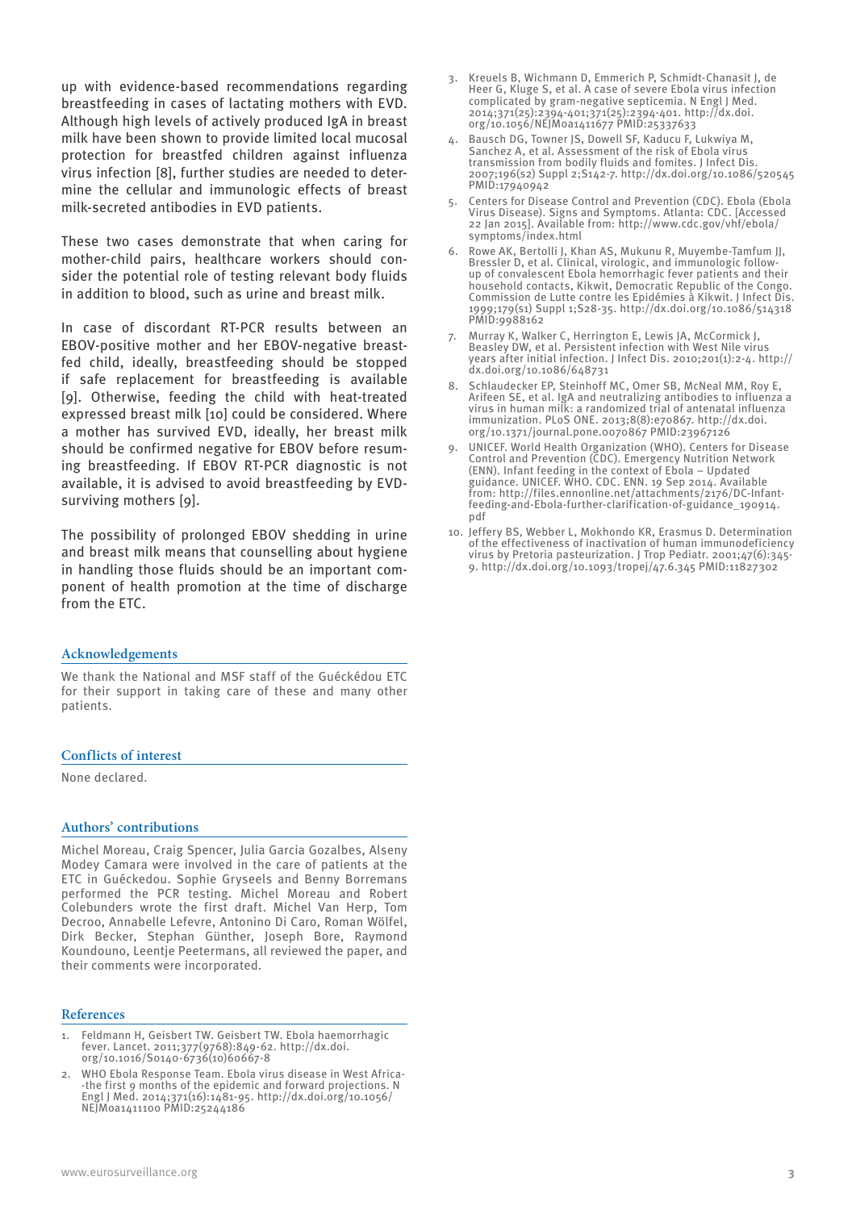up with evidence-based recommendations regarding breastfeeding in cases of lactating mothers with EVD. Although high levels of actively produced IgA in breast milk have been shown to provide limited local mucosal protection for breastfed children against influenza virus infection [8], further studies are needed to determine the cellular and immunologic effects of breast milk-secreted antibodies in EVD patients.

These two cases demonstrate that when caring for mother-child pairs, healthcare workers should consider the potential role of testing relevant body fluids in addition to blood, such as urine and breast milk.

In case of discordant RT-PCR results between an EBOV-positive mother and her EBOV-negative breastfed child, ideally, breastfeeding should be stopped if safe replacement for breastfeeding is available [9]. Otherwise, feeding the child with heat-treated expressed breast milk [10] could be considered. Where a mother has survived EVD, ideally, her breast milk should be confirmed negative for EBOV before resuming breastfeeding. If EBOV RT-PCR diagnostic is not available, it is advised to avoid breastfeeding by EVD-surviving mothers [9].

The possibility of prolonged EBOV shedding in urine and breast milk means that counselling about hygiene in handling those fluids should be an important component of health promotion at the time of discharge from the ETC.

## Acknowledgements

We thank the National and MSF staff of the Guéckédou ETC for their support in taking care of these and many other patients.

## Conflicts of interest

None declared.

## Authors' contributions

Michel Moreau, Craig Spencer, Julia Garcia Gozalbes, Alseny Modey Camara were involved in the care of patients at the ETC in Guéckedou. Sophie Gryseels and Benny Borremans performed the PCR testing. Michel Moreau and Robert Colebunders wrote the first draft. Michel Van Herp, Tom Decroo, Annabelle Lefevre, Antonino Di Caro, Roman Wölfel, Dirk Becker, Stephan Günther, Joseph Bore, Raymond Koundouno, Leentje Peetermans, all reviewed the paper, and their comments were incorporated.

## References

1. Feldmann H, Geisbert TW. Geisbert TW. Ebola haemorrhagic fever. Lancet. 2011;377(9768):849-62. http://dx.doi.org/10.1016/S0140-6736(10)60667-8
2. WHO Ebola Response Team. Ebola virus disease in West Africa--the first 9 months of the epidemic and forward projections. N Engl J Med. 2014;371(16):1481-95. http://dx.doi.org/10.1056/NEJMoa1411100 PMID:25244186
3. Kreuels B, Wichmann D, Emmerich P, Schmidt-Chanasit J, de Heer G, Kluge S, et al. A case of severe Ebola virus infection complicated by gram-negative septicemia. N Engl J Med. 2014;371(25):2394-401;371(25):2394-401. http://dx.doi.org/10.1056/NEJMoa1411677 PMID:25337633
4. Bausch DG, Towner JS, Dowell SF, Kaducu F, Lukwiya M, Sanchez A, et al. Assessment of the risk of Ebola virus transmission from bodily fluids and fomites. J Infect Dis. 2007;196(s2) Suppl 2;S142-7. http://dx.doi.org/10.1086/520545 PMID:17940942
5. Centers for Disease Control and Prevention (CDC). Ebola (Ebola Virus Disease). Signs and Symptoms. Atlanta: CDC. [Accessed 22 Jan 2015]. Available from: http://www.cdc.gov/vhf/ebola/symptoms/index.html
6. Rowe AK, Bertolli J, Khan AS, Mukunu R, Muyembe-Tamfum JJ, Bressler D, et al. Clinical, virologic, and immunologic follow-up of convalescent Ebola hemorrhagic fever patients and their household contacts, Kikwit, Democratic Republic of the Congo. Commission de Lutte contre les Epidémies à Kikwit. J Infect Dis. 1999;179(s1) Suppl 1;S28-35. http://dx.doi.org/10.1086/514318 PMID:9988162
7. Murray K, Walker C, Herrington E, Lewis JA, McCormick J, Beasley DW, et al. Persistent infection with West Nile virus years after initial infection. J Infect Dis. 2010;201(1):2-4. http://dx.doi.org/10.1086/648731
8. Schlaudecker EP, Steinhoff MC, Omer SB, McNeal MM, Roy E, Arifeen SE, et al. IgA and neutralizing antibodies to influenza a virus in human milk: a randomized trial of antenatal influenza immunization. PLoS ONE. 2013;8(8):e70867. http://dx.doi.org/10.1371/journal.pone.0070867 PMID:23967126
9. UNICEF. World Health Organization (WHO). Centers for Disease Control and Prevention (CDC). Emergency Nutrition Network (ENN). Infant feeding in the context of Ebola – Updated guidance. UNICEF. WHO. CDC. ENN. 19 Sep 2014. Available from: http://files.ennonline.net/attachments/2176/DC-Infant-feeding-and-Ebola-further-clarification-of-guidance_190914.pdf
10. Jeffery BS, Webber L, Mokhondo KR, Erasmus D. Determination of the effectiveness of inactivation of human immunodeficiency virus by Pretoria pasteurization. J Trop Pediatr. 2001;47(6):345-9. http://dx.doi.org/10.1093/tropej/47.6.345 PMID:11827302